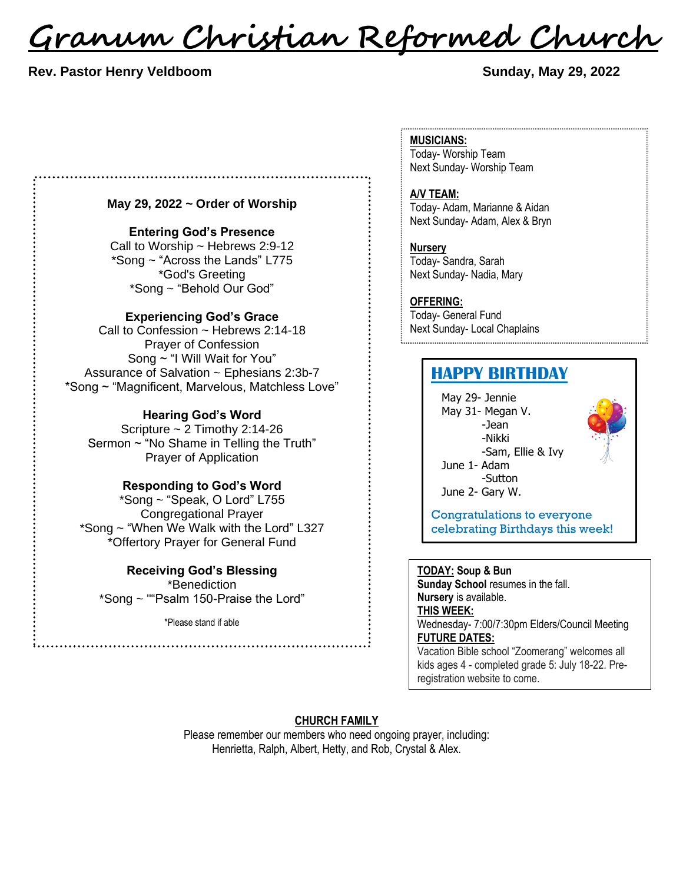# Granum Christian Reformed Church

**Rev. Pastor Henry Veldboom** **Sunday, May 29, 2022**

**May 29, 2022 ~ Order of Worship**

**Entering God's Presence**
Call to Worship ~ Hebrews 2:9-12
*Song ~ "Across the Lands" L775
*God's Greeting
*Song ~ "Behold Our God"

**Experiencing God's Grace**
Call to Confession ~ Hebrews 2:14-18
Prayer of Confession
Song ~ "I Will Wait for You"
Assurance of Salvation ~ Ephesians 2:3b-7
*Song ~ "Magnificent, Marvelous, Matchless Love"

**Hearing God's Word**
Scripture ~ 2 Timothy 2:14-26
Sermon ~ "No Shame in Telling the Truth"
Prayer of Application

**Responding to God's Word**
*Song ~ "Speak, O Lord" L755
Congregational Prayer
*Song ~ "When We Walk with the Lord" L327
*Offertory Prayer for General Fund

**Receiving God's Blessing**
*Benediction
*Song ~ ""Psalm 150-Praise the Lord"

*Please stand if able

**MUSICIANS:**
Today- Worship Team
Next Sunday- Worship Team

**A/V TEAM:**
Today- Adam, Marianne & Aidan
Next Sunday- Adam, Alex & Bryn

**Nursery**
Today- Sandra, Sarah
Next Sunday- Nadia, Mary

**OFFERING:**
Today- General Fund
Next Sunday- Local Chaplains

## HAPPY BIRTHDAY

May 29- Jennie
May 31- Megan V.
-Jean
-Nikki
-Sam, Ellie & Ivy
June 1- Adam
-Sutton
June 2- Gary W.

Congratulations to everyone celebrating Birthdays this week!

**TODAY:** **Soup & Bun**
**Sunday School** resumes in the fall.
**Nursery** is available.
**THIS WEEK:**
Wednesday- 7:00/7:30pm Elders/Council Meeting
**FUTURE DATES:**
Vacation Bible school "Zoomerang" welcomes all kids ages 4 - completed grade 5: July 18-22. Pre-registration website to come.

**CHURCH FAMILY**
Please remember our members who need ongoing prayer, including:
Henrietta, Ralph, Albert, Hetty, and Rob, Crystal & Alex.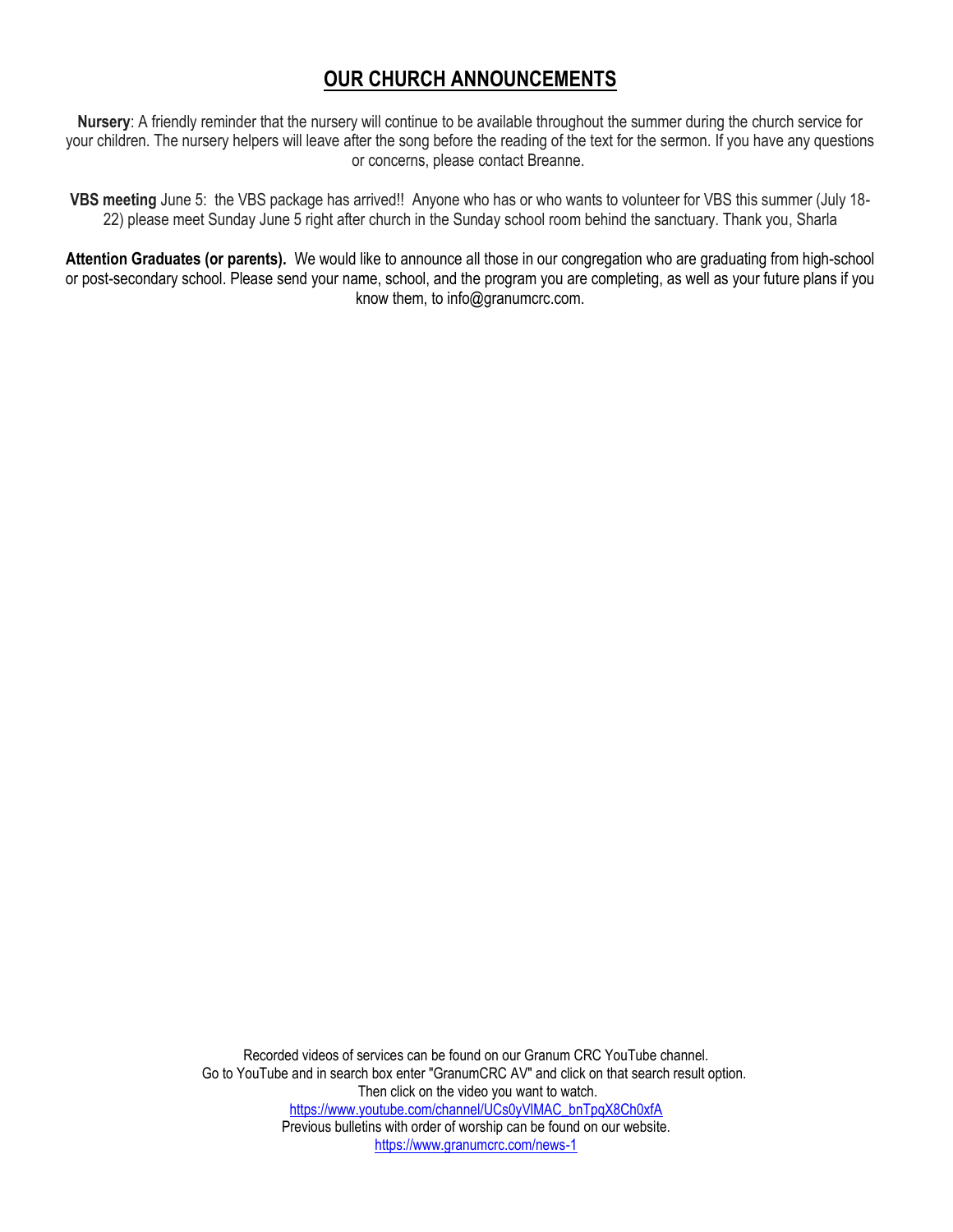# OUR CHURCH ANNOUNCEMENTS

**Nursery**: A friendly reminder that the nursery will continue to be available throughout the summer during the church service for your children. The nursery helpers will leave after the song before the reading of the text for the sermon. If you have any questions or concerns, please contact Breanne.

**VBS meeting** June 5: the VBS package has arrived!! Anyone who has or who wants to volunteer for VBS this summer (July 18-22) please meet Sunday June 5 right after church in the Sunday school room behind the sanctuary. Thank you, Sharla

**Attention Graduates (or parents).** We would like to announce all those in our congregation who are graduating from high-school or post-secondary school. Please send your name, school, and the program you are completing, as well as your future plans if you know them, to info@granumcrc.com.

Recorded videos of services can be found on our Granum CRC YouTube channel.
Go to YouTube and in search box enter "GranumCRC AV" and click on that search result option.
Then click on the video you want to watch.
https://www.youtube.com/channel/UCs0yVlMAC_bnTpqX8Ch0xfA
Previous bulletins with order of worship can be found on our website.
https://www.granumcrc.com/news-1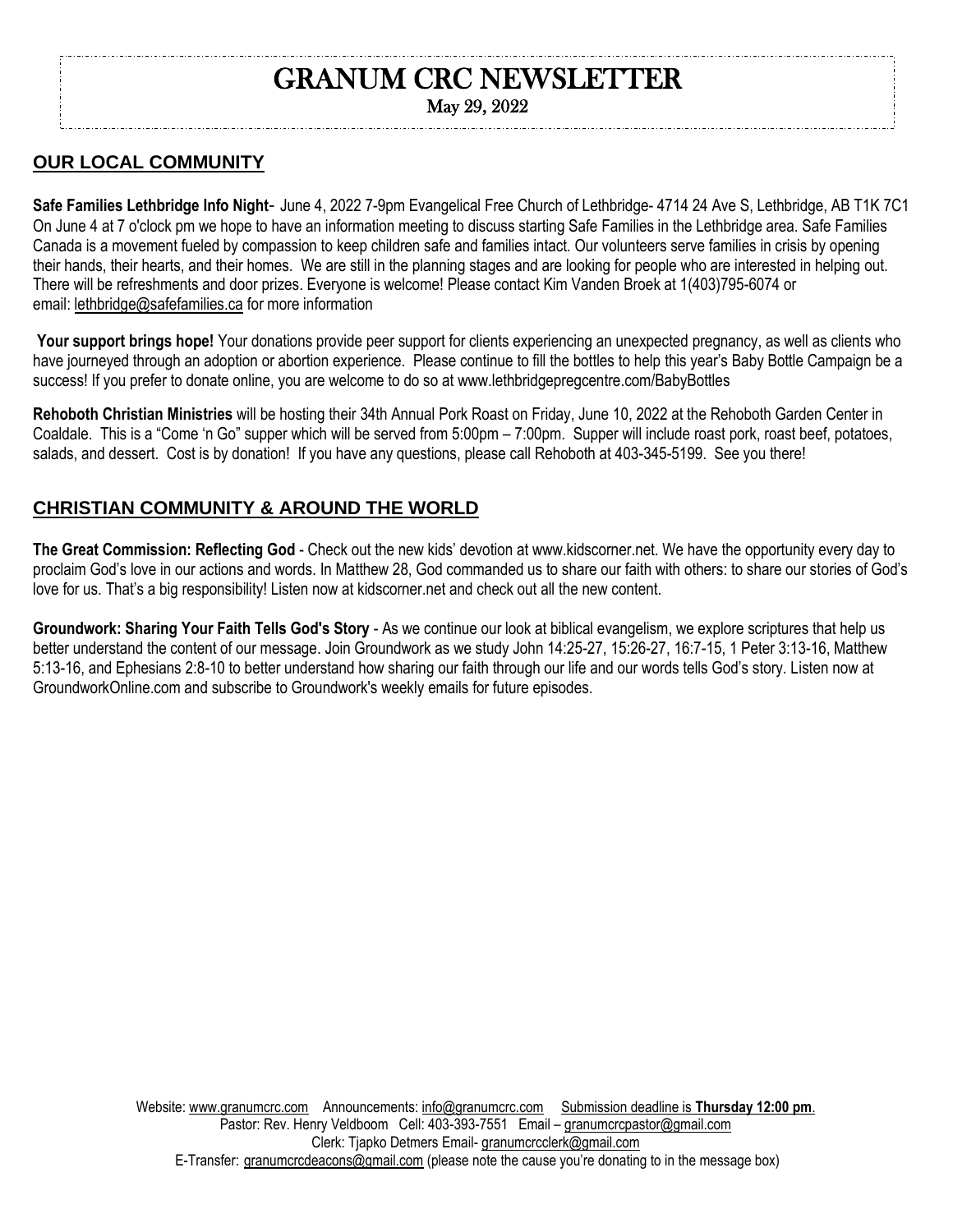# GRANUM CRC NEWSLETTER

May 29, 2022

## OUR LOCAL COMMUNITY

**Safe Families Lethbridge Info Night**- June 4, 2022 7-9pm Evangelical Free Church of Lethbridge- 4714 24 Ave S, Lethbridge, AB T1K 7C1 On June 4 at 7 o'clock pm we hope to have an information meeting to discuss starting Safe Families in the Lethbridge area. Safe Families Canada is a movement fueled by compassion to keep children safe and families intact. Our volunteers serve families in crisis by opening their hands, their hearts, and their homes. We are still in the planning stages and are looking for people who are interested in helping out. There will be refreshments and door prizes. Everyone is welcome! Please contact Kim Vanden Broek at 1(403)795-6074 or email: lethbridge@safefamilies.ca for more information

**Your support brings hope!** Your donations provide peer support for clients experiencing an unexpected pregnancy, as well as clients who have journeyed through an adoption or abortion experience. Please continue to fill the bottles to help this year's Baby Bottle Campaign be a success! If you prefer to donate online, you are welcome to do so at www.lethbridgepregcentre.com/BabyBottles

**Rehoboth Christian Ministries** will be hosting their 34th Annual Pork Roast on Friday, June 10, 2022 at the Rehoboth Garden Center in Coaldale. This is a "Come 'n Go" supper which will be served from 5:00pm – 7:00pm. Supper will include roast pork, roast beef, potatoes, salads, and dessert. Cost is by donation! If you have any questions, please call Rehoboth at 403-345-5199. See you there!

## CHRISTIAN COMMUNITY & AROUND THE WORLD

**The Great Commission: Reflecting God** - Check out the new kids' devotion at www.kidscorner.net. We have the opportunity every day to proclaim God's love in our actions and words. In Matthew 28, God commanded us to share our faith with others: to share our stories of God's love for us. That's a big responsibility! Listen now at kidscorner.net and check out all the new content.

**Groundwork: Sharing Your Faith Tells God's Story** - As we continue our look at biblical evangelism, we explore scriptures that help us better understand the content of our message. Join Groundwork as we study John 14:25-27, 15:26-27, 16:7-15, 1 Peter 3:13-16, Matthew 5:13-16, and Ephesians 2:8-10 to better understand how sharing our faith through our life and our words tells God's story. Listen now at GroundworkOnline.com and subscribe to Groundwork's weekly emails for future episodes.

Website: www.granumcrc.com Announcements: info@granumcrc.com Submission deadline is **Thursday 12:00 pm**.
Pastor: Rev. Henry Veldboom Cell: 403-393-7551 Email – granumcrcpastor@gmail.com
Clerk: Tjapko Detmers Email- granumcrcclerk@gmail.com
E-Transfer: granumcrcdeacons@gmail.com (please note the cause you're donating to in the message box)